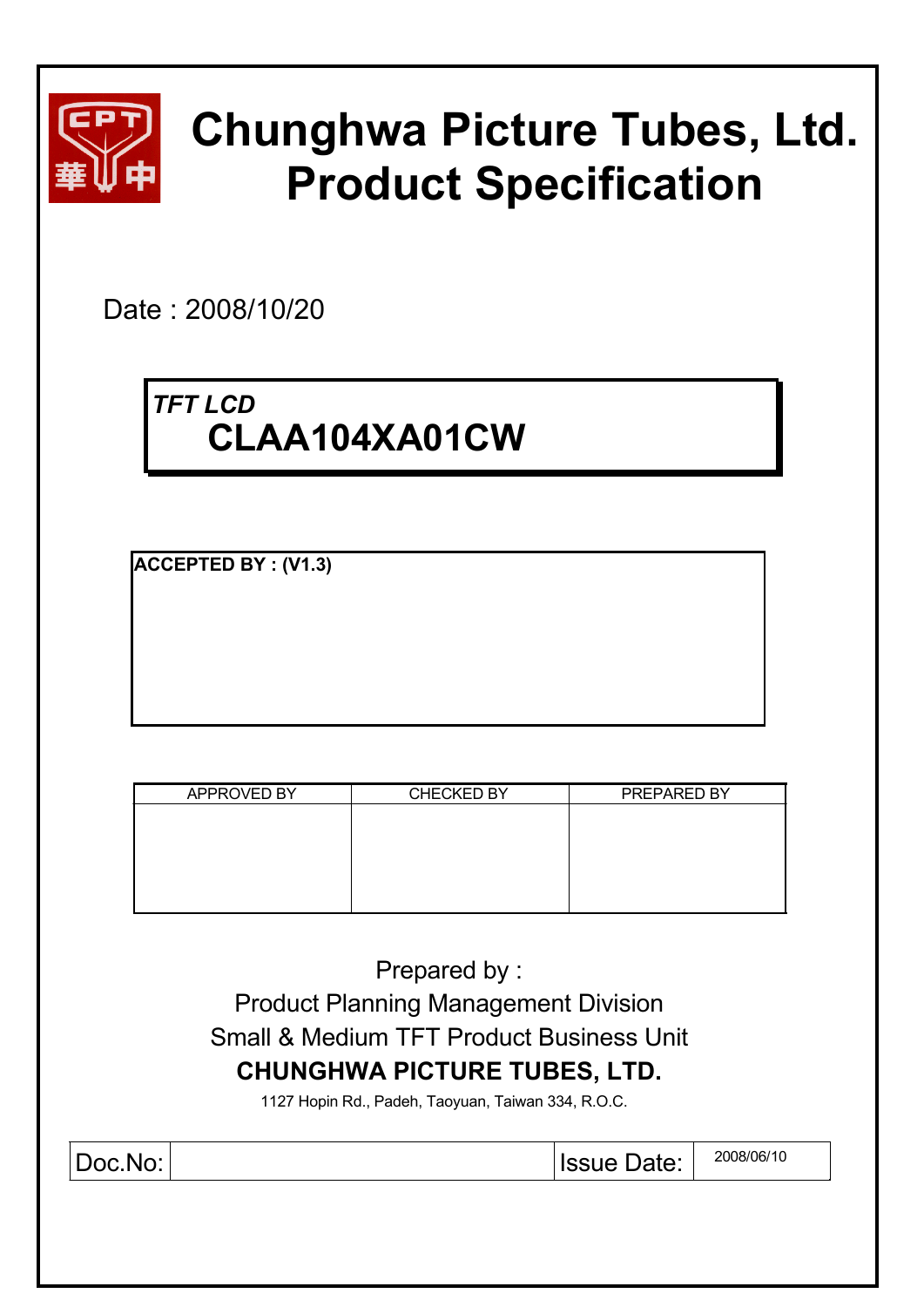# Chunghwa Picture Tubes, Ltd.
# Product Specification

Date : 2008/10/20

*TFT LCD*

## CLAA104XA01CW

**ACCEPTED BY : (V1.3)**

| APPROVED BY | CHECKED BY | PREPARED BY |
|---|---|---|
| | | |

Prepared by :

Product Planning Management Division

Small & Medium TFT Product Business Unit

**CHUNGHWA PICTURE TUBES, LTD.**

1127 Hopin Rd., Padeh, Taoyuan, Taiwan 334, R.O.C.

| Doc.No: | | Issue Date: | 2008/06/10 |
|---|---|---|---|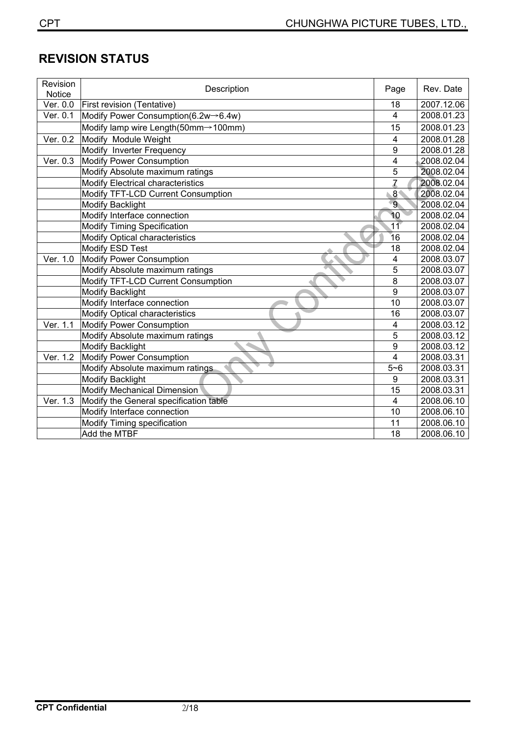## REVISION STATUS

| Revision Notice | Description | Page | Rev. Date |
|---|---|---|---|
| Ver. 0.0 | First revision (Tentative) | 18 | 2007.12.06 |
| Ver. 0.1 | Modify Power Consumption(6.2w→6.4w) | 4 | 2008.01.23 |
| | Modify lamp wire Length(50mm→100mm) | 15 | 2008.01.23 |
| Ver. 0.2 | Modify Module Weight | 4 | 2008.01.28 |
| | Modify Inverter Frequency | 9 | 2008.01.28 |
| Ver. 0.3 | Modify Power Consumption | 4 | 2008.02.04 |
| | Modify Absolute maximum ratings | 5 | 2008.02.04 |
| | Modify Electrical characteristics | 7 | 2008.02.04 |
| | Modify TFT-LCD Current Consumption | 8 | 2008.02.04 |
| | Modify Backlight | 9 | 2008.02.04 |
| | Modify Interface connection | 10 | 2008.02.04 |
| | Modify Timing Specification | 11 | 2008.02.04 |
| | Modify Optical characteristics | 16 | 2008.02.04 |
| | Modify ESD Test | 18 | 2008.02.04 |
| Ver. 1.0 | Modify Power Consumption | 4 | 2008.03.07 |
| | Modify Absolute maximum ratings | 5 | 2008.03.07 |
| | Modify TFT-LCD Current Consumption | 8 | 2008.03.07 |
| | Modify Backlight | 9 | 2008.03.07 |
| | Modify Interface connection | 10 | 2008.03.07 |
| | Modify Optical characteristics | 16 | 2008.03.07 |
| Ver. 1.1 | Modify Power Consumption | 4 | 2008.03.12 |
| | Modify Absolute maximum ratings | 5 | 2008.03.12 |
| | Modify Backlight | 9 | 2008.03.12 |
| Ver. 1.2 | Modify Power Consumption | 4 | 2008.03.31 |
| | Modify Absolute maximum ratings | 5~6 | 2008.03.31 |
| | Modify Backlight | 9 | 2008.03.31 |
| | Modify Mechanical Dimension | 15 | 2008.03.31 |
| Ver. 1.3 | Modify the General specification table | 4 | 2008.06.10 |
| | Modify Interface connection | 10 | 2008.06.10 |
| | Modify Timing specification | 11 | 2008.06.10 |
| | Add the MTBF | 18 | 2008.06.10 |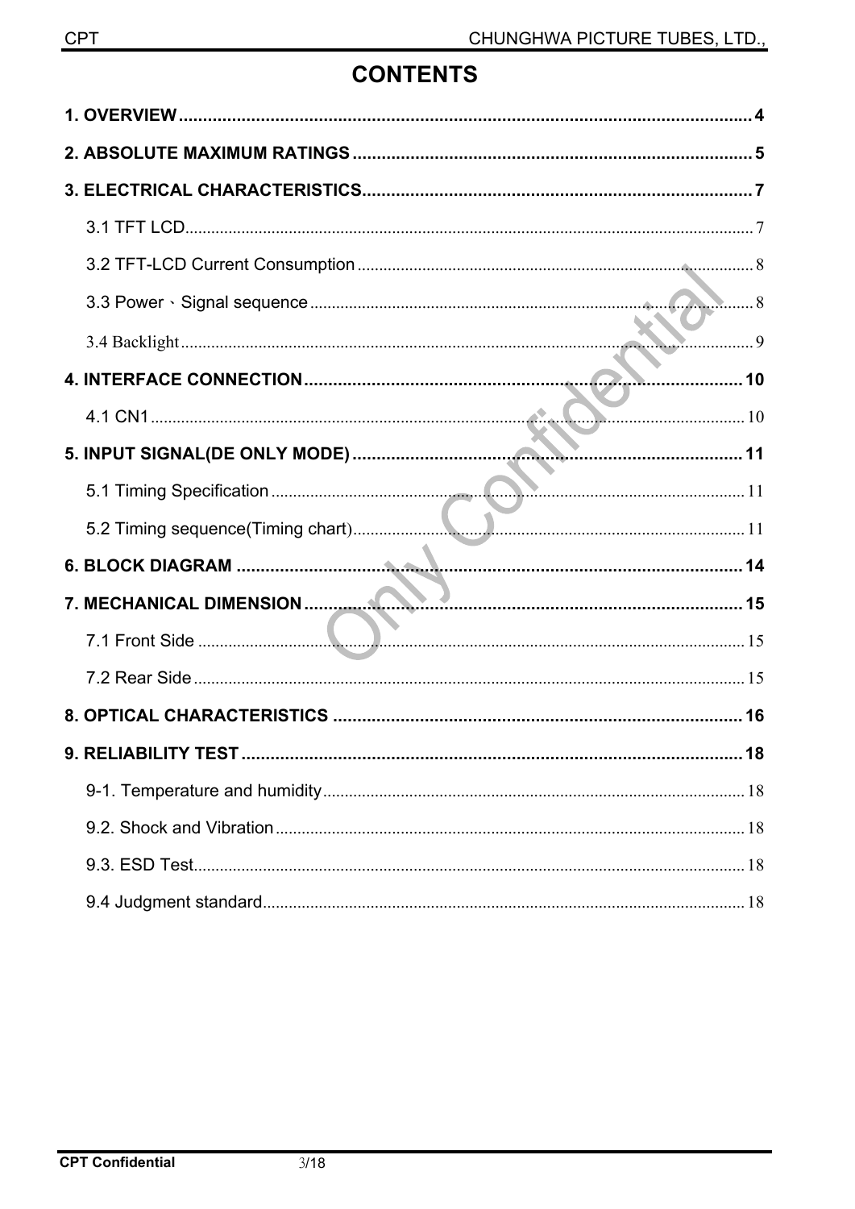# CONTENTS

1. OVERVIEW .......... 4

2. ABSOLUTE MAXIMUM RATINGS .......... 5

3. ELECTRICAL CHARACTERISTICS .......... 7

- 3.1 TFT LCD .......... 7
- 3.2 TFT-LCD Current Consumption .......... 8
- 3.3 Power、Signal sequence .......... 8
- 3.4 Backlight .......... 9

4. INTERFACE CONNECTION .......... 10

- 4.1 CN1 .......... 10

5. INPUT SIGNAL(DE ONLY MODE) .......... 11

- 5.1 Timing Specification .......... 11
- 5.2 Timing sequence(Timing chart) .......... 11

6. BLOCK DIAGRAM .......... 14

7. MECHANICAL DIMENSION .......... 15

- 7.1 Front Side .......... 15
- 7.2 Rear Side .......... 15

8. OPTICAL CHARACTERISTICS .......... 16

9. RELIABILITY TEST .......... 18

- 9-1. Temperature and humidity .......... 18
- 9.2. Shock and Vibration .......... 18
- 9.3. ESD Test .......... 18
- 9.4 Judgment standard .......... 18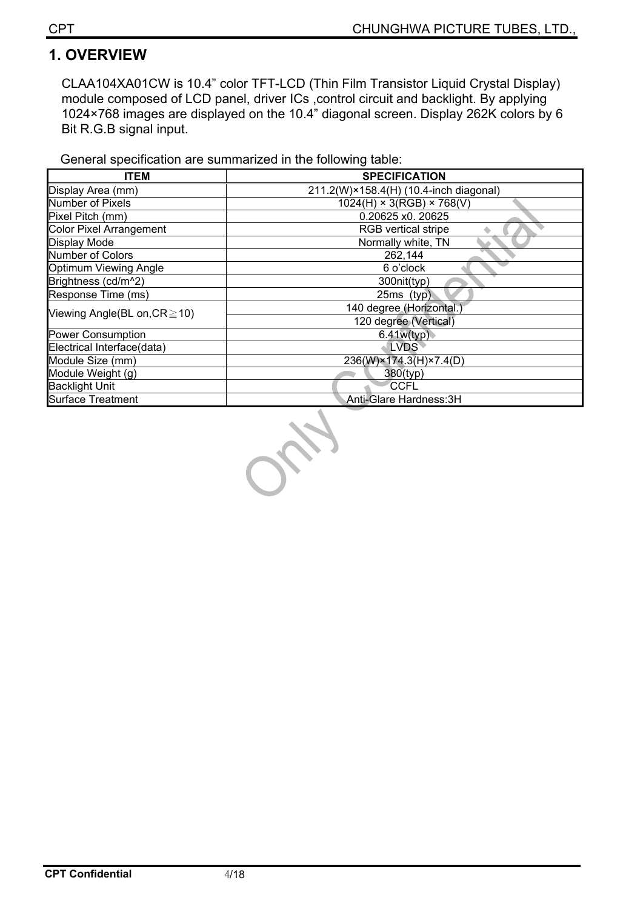# 1. OVERVIEW

CLAA104XA01CW is 10.4" color TFT-LCD (Thin Film Transistor Liquid Crystal Display) module composed of LCD panel, driver ICs ,control circuit and backlight. By applying 1024×768 images are displayed on the 10.4" diagonal screen. Display 262K colors by 6 Bit R.G.B signal input.

General specification are summarized in the following table:

| ITEM | SPECIFICATION |
|---|---|
| Display Area (mm) | 211.2(W)×158.4(H) (10.4-inch diagonal) |
| Number of Pixels | 1024(H) × 3(RGB) × 768(V) |
| Pixel Pitch (mm) | 0.20625 x0. 20625 |
| Color Pixel Arrangement | RGB vertical stripe |
| Display Mode | Normally white, TN |
| Number of Colors | 262,144 |
| Optimum Viewing Angle | 6 o'clock |
| Brightness (cd/m^2) | 300nit(typ) |
| Response Time (ms) | 25ms (typ) |
| Viewing Angle(BL on,CR≧10) | 140 degree (Horizontal.) |
| | 120 degree (Vertical) |
| Power Consumption | 6.41w(typ) |
| Electrical Interface(data) | LVDS |
| Module Size (mm) | 236(W)×174.3(H)×7.4(D) |
| Module Weight (g) | 380(typ) |
| Backlight Unit | CCFL |
| Surface Treatment | Anti-Glare Hardness:3H |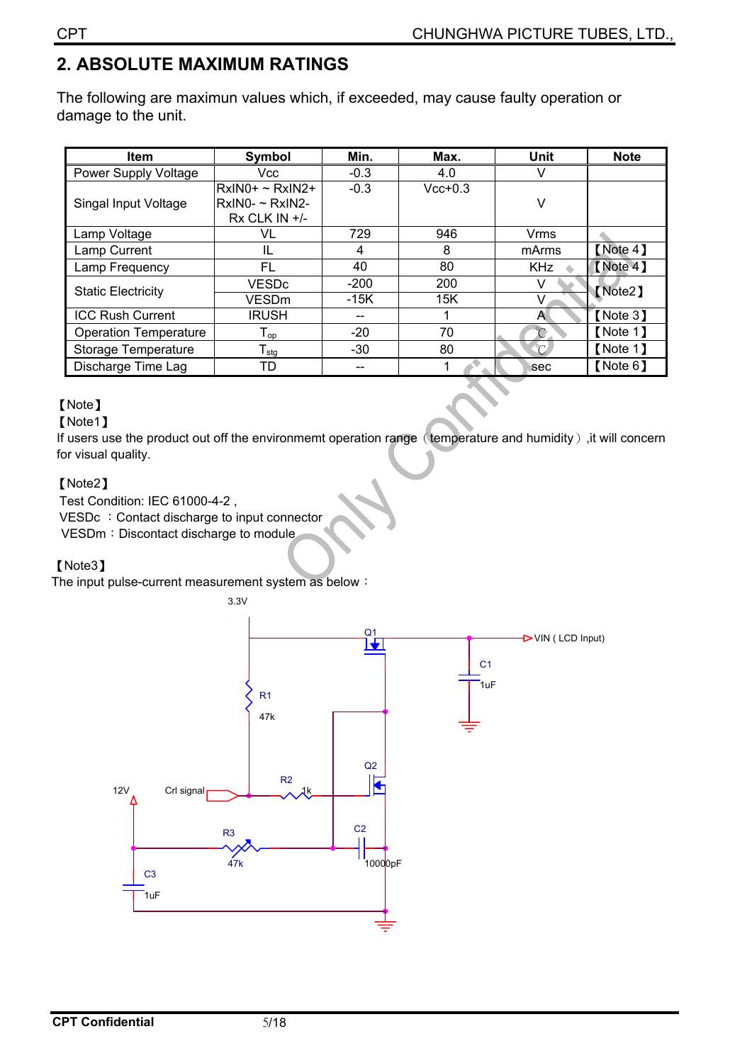## 2. ABSOLUTE MAXIMUM RATINGS

The following are maximun values which, if exceeded, may cause faulty operation or damage to the unit.

| Item | Symbol | Min. | Max. | Unit | Note |
|---|---|---|---|---|---|
| Power Supply Voltage | Vcc | -0.3 | 4.0 | V | |
| Singal Input Voltage | RxIN0+ ~ RxIN2+ RxIN0- ~ RxIN2- Rx CLK IN +/- | -0.3 | Vcc+0.3 | V | |
| Lamp Voltage | VL | 729 | 946 | Vrms | |
| Lamp Current | IL | 4 | 8 | mArms | 【Note 4】 |
| Lamp Frequency | FL | 40 | 80 | KHz | 【Note 4】 |
| Static Electricity | VESDc | -200 | 200 | V | 【Note2】 |
| | VESDm | -15K | 15K | V | |
| ICC Rush Current | IRUSH | -- | 1 | A | 【Note 3】 |
| Operation Temperature | $T_{op}$ | -20 | 70 | ℃ | 【Note 1】 |
| Storage Temperature | $T_{stg}$ | -30 | 80 | ℃ | 【Note 1】 |
| Discharge Time Lag | TD | -- | 1 | sec | 【Note 6】 |

【Note】

【Note1】

If users use the product out off the environmemt operation range（temperature and humidity）,it will concern for visual quality.

【Note2】

Test Condition: IEC 61000-4-2 ,

VESDc ：Contact discharge to input connector

VESDm：Discontact discharge to module

【Note3】

The input pulse-current measurement system as below：

3.3V

Q1

VIN ( LCD Input)

C1

1uF

R1

47k

Q2

12V

Crl signal

R2

1k

R3

47k

C2

10000pF

C3

1uF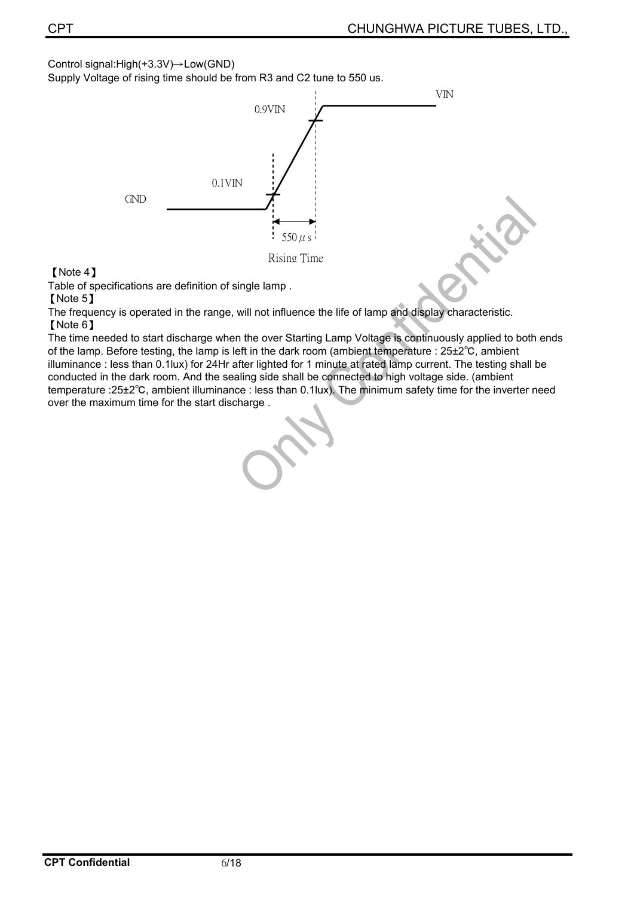Control signal:High(+3.3V)→Low(GND)

Supply Voltage of rising time should be from R3 and C2 tune to 550 us.

VIN

0.9VIN

0.1VIN

GND

550 $\mu$ s

Rising Time

【Note 4】

Table of specifications are definition of single lamp .

【Note 5】

The frequency is operated in the range, will not influence the life of lamp and display characteristic.

【Note 6】

The time needed to start discharge when the over Starting Lamp Voltage is continuously applied to both ends of the lamp. Before testing, the lamp is left in the dark room (ambient temperature : 25±2℃, ambient illuminance : less than 0.1lux) for 24Hr after lighted for 1 minute at rated lamp current. The testing shall be conducted in the dark room. And the sealing side shall be connected to high voltage side. (ambient temperature :25±2℃, ambient illuminance : less than 0.1lux). The minimum safety time for the inverter need over the maximum time for the start discharge .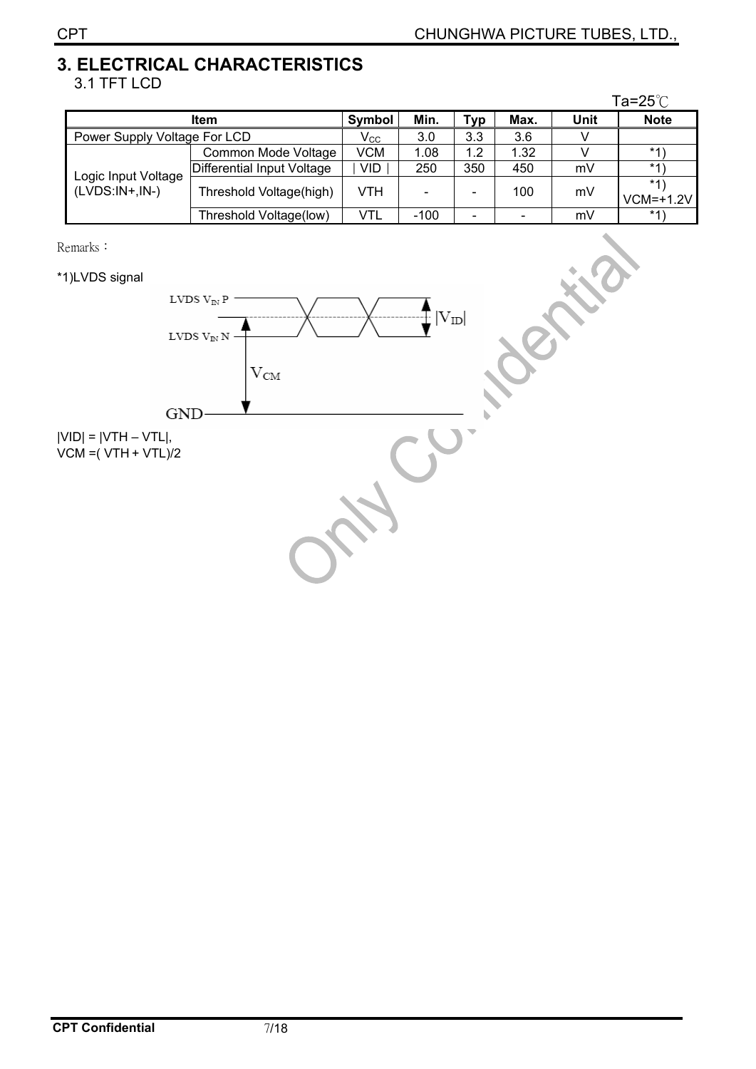# 3. ELECTRICAL CHARACTERISTICS

## 3.1 TFT LCD

Ta=25℃

| Item | | Symbol | Min. | Typ | Max. | Unit | Note |
|---|---|---|---|---|---|---|---|
| Power Supply Voltage For LCD | | $V_{CC}$ | 3.0 | 3.3 | 3.6 | V | |
| Logic Input Voltage (LVDS:IN+,IN-) | Common Mode Voltage | VCM | 1.08 | 1.2 | 1.32 | V | *1) |
| | Differential Input Voltage | \| VID \| | 250 | 350 | 450 | mV | *1) |
| | Threshold Voltage(high) | VTH | - | - | 100 | mV | *1) VCM=+1.2V |
| | Threshold Voltage(low) | VTL | -100 | - | - | mV | *1) |

Remarks：

*1)LVDS signal

LVDS $V_{IN}$ P

LVDS $V_{IN}$ N

$|V_{ID}|$

$V_{CM}$

GND

|VID| = |VTH – VTL|,
VCM =( VTH + VTL)/2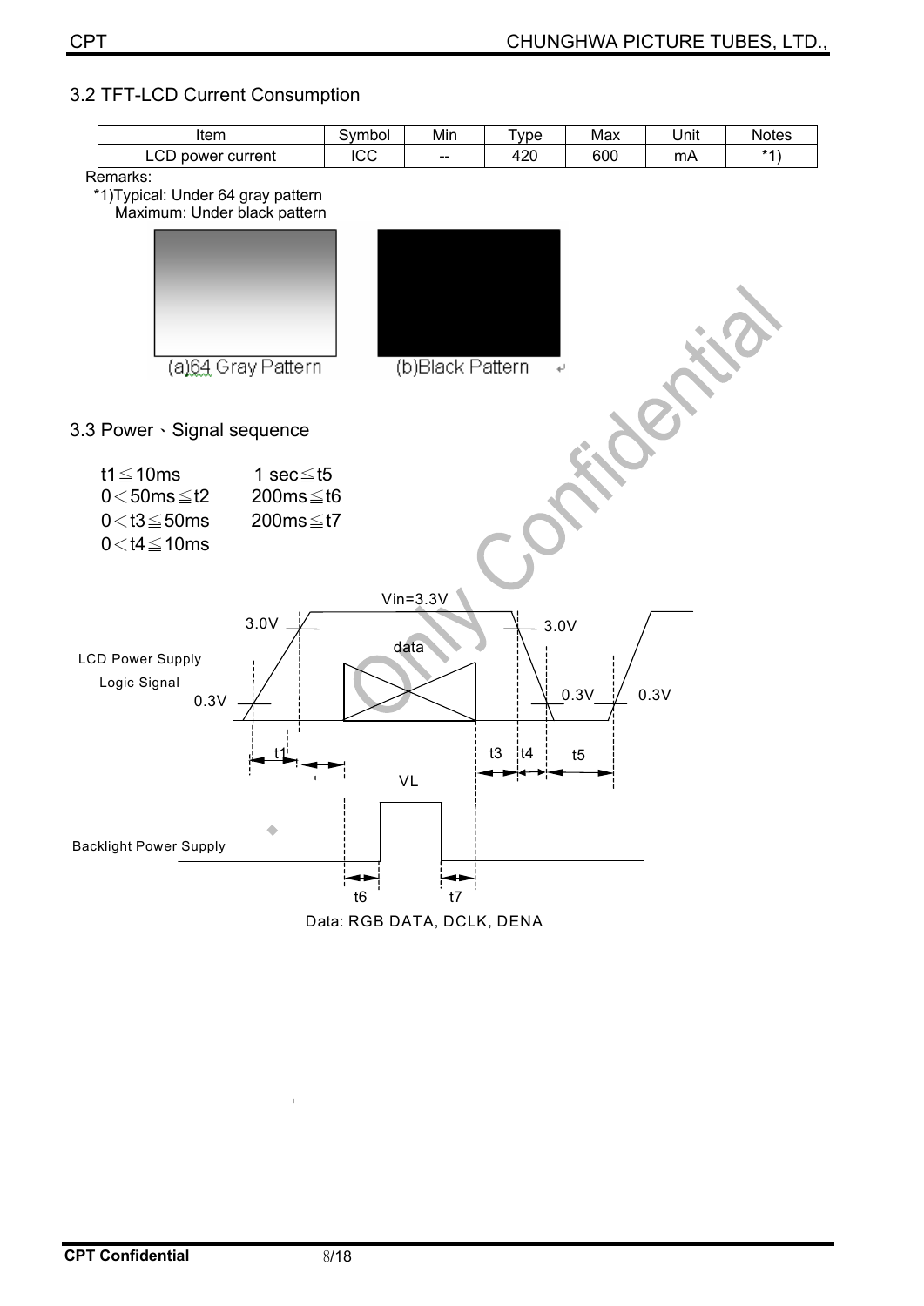## 3.2 TFT-LCD Current Consumption

| Item | Symbol | Min | Type | Max | Unit | Notes |
|---|---|---|---|---|---|---|
| LCD power current | ICC | -- | 420 | 600 | mA | *1) |

Remarks:

*1)Typical: Under 64 gray pattern
Maximum: Under black pattern

(a)64 Gray Pattern (b)Black Pattern

## 3.3 Power、Signal sequence

| | |
|---|---|
| t1≦10ms | 1 sec≦t5 |
| 0＜50ms≦t2 | 200ms≦t6 |
| 0＜t3≦50ms | 200ms≦t7 |
| 0＜t4≦10ms | |

Vin=3.3V

3.0V 3.0V

data

LCD Power Supply

Logic Signal

0.3V 0.3V 0.3V

t1 t3 t4 t5

VL

Backlight Power Supply

t6 t7

Data: RGB DATA, DCLK, DENA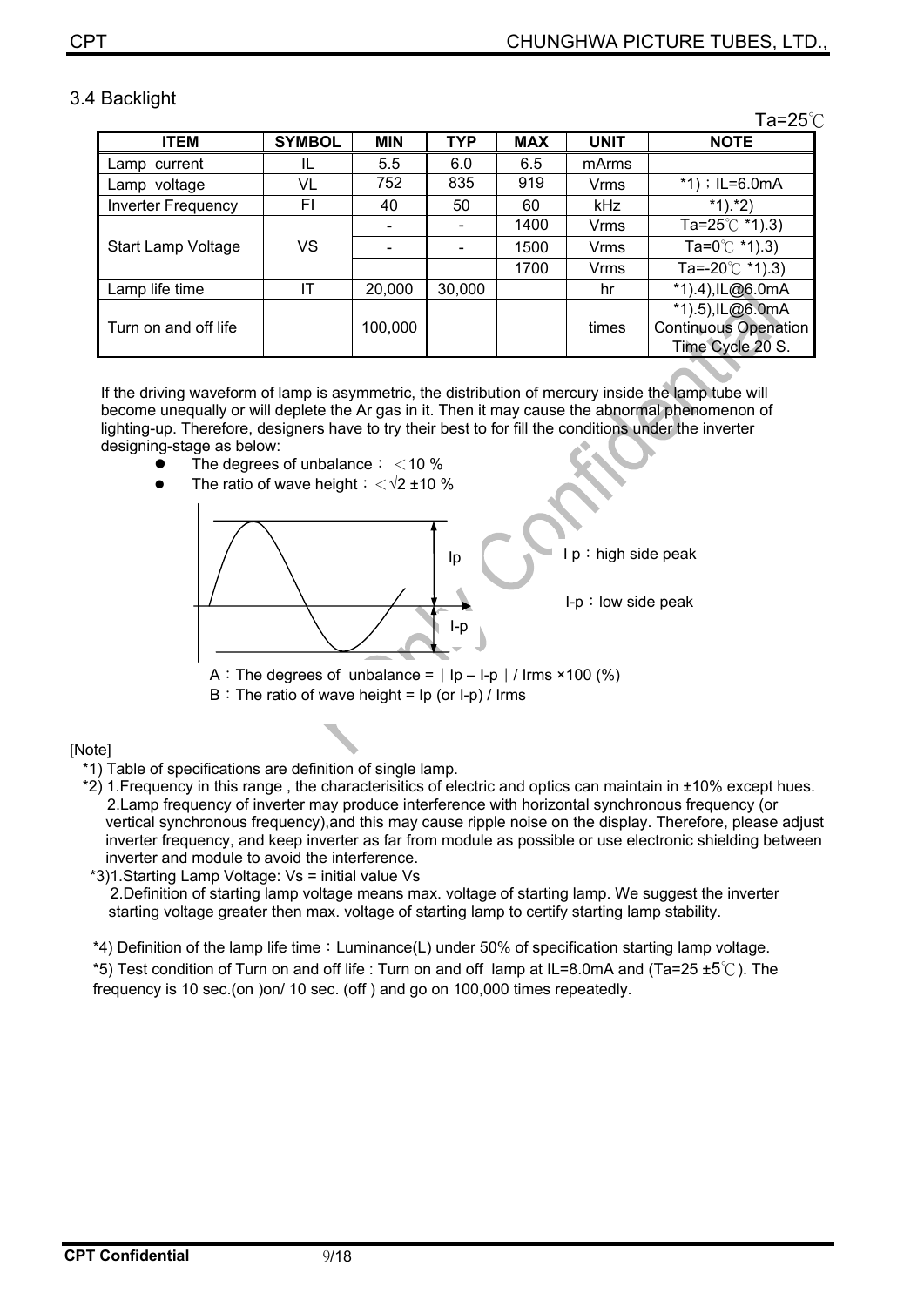## 3.4 Backlight

Ta=25℃

| ITEM | SYMBOL | MIN | TYP | MAX | UNIT | NOTE |
|---|---|---|---|---|---|---|
| Lamp current | IL | 5.5 | 6.0 | 6.5 | mArms | |
| Lamp voltage | VL | 752 | 835 | 919 | Vrms | *1)；IL=6.0mA |
| Inverter Frequency | FI | 40 | 50 | 60 | kHz | *1).*2) |
| Start Lamp Voltage | VS | - | - | 1400 | Vrms | Ta=25℃ *1).3) |
| | | - | - | 1500 | Vrms | Ta=0℃ *1).3) |
| | | | | 1700 | Vrms | Ta=-20℃ *1).3) |
| Lamp life time | IT | 20,000 | 30,000 | | hr | *1).4),IL@6.0mA |
| Turn on and off life | | 100,000 | | | times | *1).5),IL@6.0mA Continuous Operation Time Cycle 20 S. |

If the driving waveform of lamp is asymmetric, the distribution of mercury inside the lamp tube will become unequally or will deplete the Ar gas in it. Then it may cause the abnormal phenomenon of lighting-up. Therefore, designers have to try their best to for fill the conditions under the inverter designing-stage as below:

- The degrees of unbalance： ＜10 %
- The ratio of wave height：＜√2 ±10 %

Ip

I-p

I p：high side peak

I-p：low side peak

A：The degrees of unbalance = ｜Ip – I-p｜/ Irms ×100 (%)

B：The ratio of wave height = Ip (or I-p) / Irms

[Note]

*1) Table of specifications are definition of single lamp.

*2) 1.Frequency in this range , the characterisitics of electric and optics can maintain in ±10% except hues.
2.Lamp frequency of inverter may produce interference with horizontal synchronous frequency (or vertical synchronous frequency),and this may cause ripple noise on the display. Therefore, please adjust inverter frequency, and keep inverter as far from module as possible or use electronic shielding between inverter and module to avoid the interference.

*3)1.Starting Lamp Voltage: Vs = initial value Vs
2.Definition of starting lamp voltage means max. voltage of starting lamp. We suggest the inverter starting voltage greater then max. voltage of starting lamp to certify starting lamp stability.

*4) Definition of the lamp life time：Luminance(L) under 50% of specification starting lamp voltage.

*5) Test condition of Turn on and off life : Turn on and off lamp at IL=8.0mA and (Ta=25 ±5℃). The frequency is 10 sec.(on )on/ 10 sec. (off ) and go on 100,000 times repeatedly.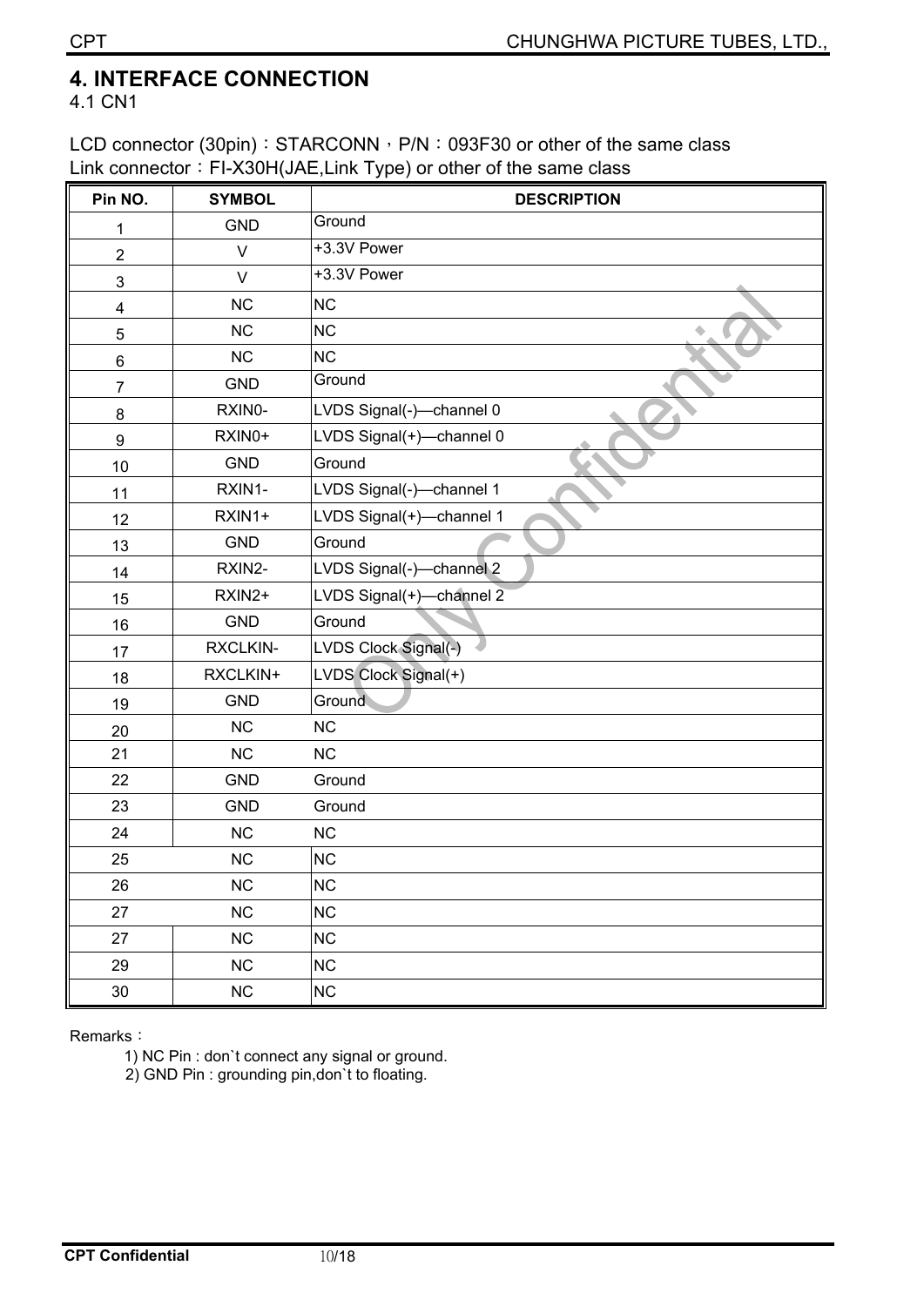# 4. INTERFACE CONNECTION

4.1 CN1

LCD connector (30pin)：STARCONN，P/N：093F30 or other of the same class
Link connector：FI-X30H(JAE,Link Type) or other of the same class

| Pin NO. | SYMBOL | DESCRIPTION |
|---|---|---|
| 1 | GND | Ground |
| 2 | V | +3.3V Power |
| 3 | V | +3.3V Power |
| 4 | NC | NC |
| 5 | NC | NC |
| 6 | NC | NC |
| 7 | GND | Ground |
| 8 | RXIN0- | LVDS Signal(-)—channel 0 |
| 9 | RXIN0+ | LVDS Signal(+)—channel 0 |
| 10 | GND | Ground |
| 11 | RXIN1- | LVDS Signal(-)—channel 1 |
| 12 | RXIN1+ | LVDS Signal(+)—channel 1 |
| 13 | GND | Ground |
| 14 | RXIN2- | LVDS Signal(-)—channel 2 |
| 15 | RXIN2+ | LVDS Signal(+)—channel 2 |
| 16 | GND | Ground |
| 17 | RXCLKIN- | LVDS Clock Signal(-) |
| 18 | RXCLKIN+ | LVDS Clock Signal(+) |
| 19 | GND | Ground |
| 20 | NC | NC |
| 21 | NC | NC |
| 22 | GND | Ground |
| 23 | GND | Ground |
| 24 | NC | NC |
| 25 | NC | NC |
| 26 | NC | NC |
| 27 | NC | NC |
| 27 | NC | NC |
| 29 | NC | NC |
| 30 | NC | NC |

Remarks：

1) NC Pin : don`t connect any signal or ground.
2) GND Pin : grounding pin,don`t to floating.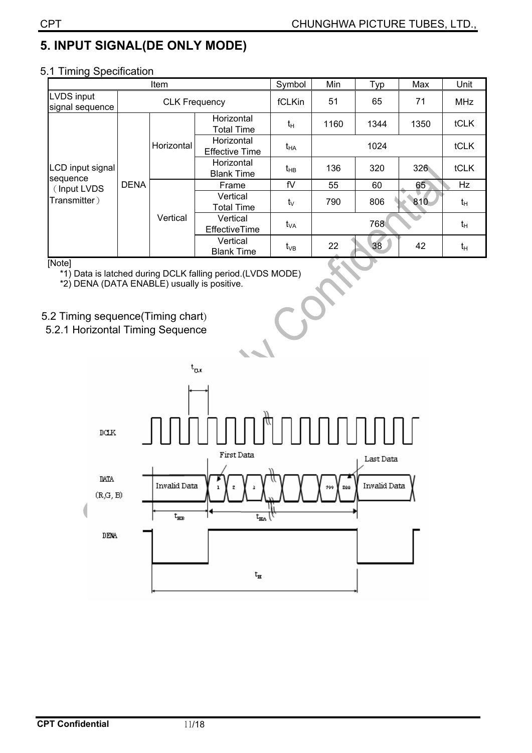# 5. INPUT SIGNAL(DE ONLY MODE)

## 5.1 Timing Specification

| Item | | | | Symbol | Min | Typ | Max | Unit |
|---|---|---|---|---|---|---|---|---|
| LVDS input signal sequence | CLK Frequency | | | fCLKin | 51 | 65 | 71 | MHz |
| LCD input signal sequence (Input LVDS Transmitter) | DENA | Horizontal | Horizontal Total Time | $t_H$ | 1160 | 1344 | 1350 | tCLK |
| | | | Horizontal Effective Time | $t_{HA}$ | | 1024 | | tCLK |
| | | | Horizontal Blank Time | $t_{HB}$ | 136 | 320 | 326 | tCLK |
| | | Vertical | Frame | fV | 55 | 60 | 65 | Hz |
| | | | Vertical Total Time | $t_V$ | 790 | 806 | 810 | $t_H$ |
| | | | Vertical EffectiveTime | $t_{VA}$ | | 768 | | $t_H$ |
| | | | Vertical Blank Time | $t_{VB}$ | 22 | 38 | 42 | $t_H$ |

[Note]

*1) Data is latched during DCLK falling period.(LVDS MODE)

*2) DENA (DATA ENABLE) usually is positive.

## 5.2 Timing sequence(Timing chart)

### 5.2.1 Horizontal Timing Sequence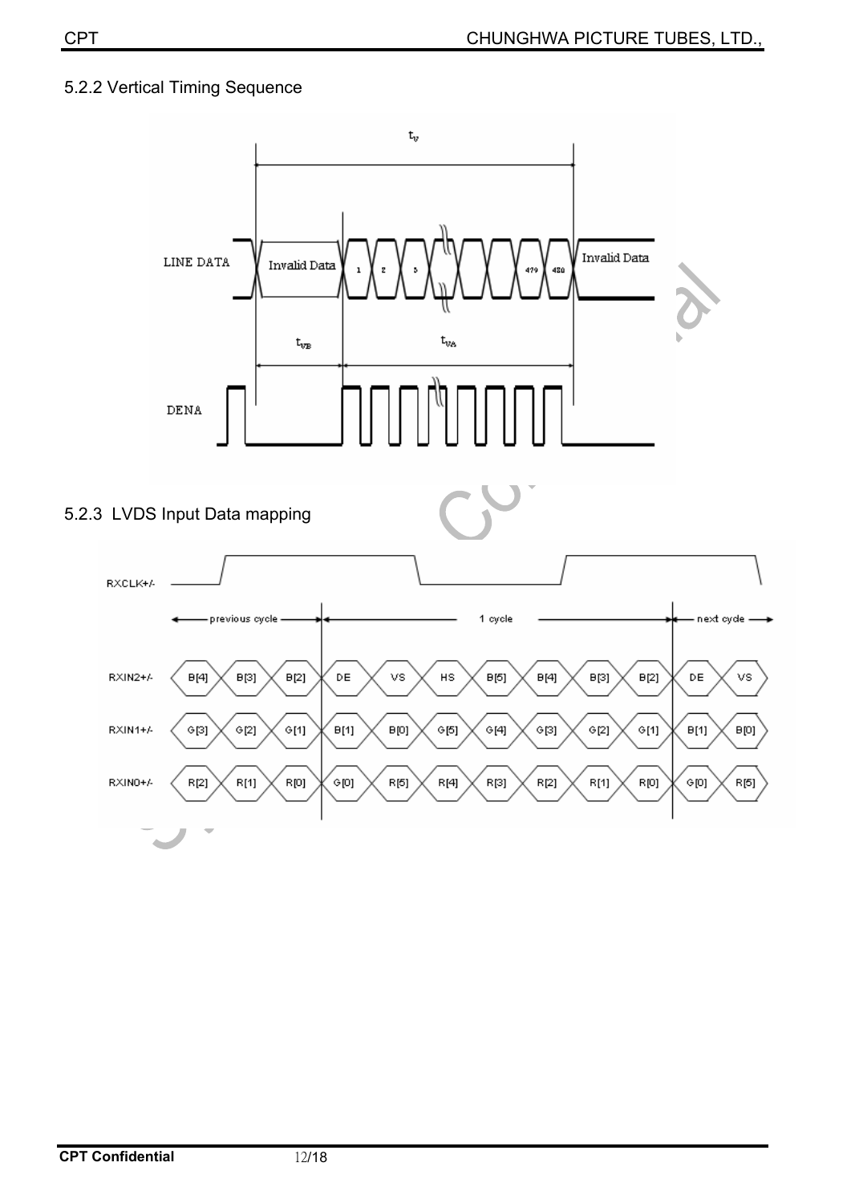### 5.2.2 Vertical Timing Sequence

### 5.2.3 LVDS Input Data mapping

| | previous cycle | | | 1 cycle | | | | | | | next cycle | |
|---|---|---|---|---|---|---|---|---|---|---|---|---|
| RXIN2+/- | B[4] | B[3] | B[2] | DE | VS | HS | B[5] | B[4] | B[3] | B[2] | DE | VS |
| RXIN1+/- | G[3] | G[2] | G[1] | B[1] | B[0] | G[5] | G[4] | G[3] | G[2] | G[1] | B[1] | B[0] |
| RXIN0+/- | R[2] | R[1] | R[0] | G[0] | R[5] | R[4] | R[3] | R[2] | R[1] | R[0] | G[0] | R[5] |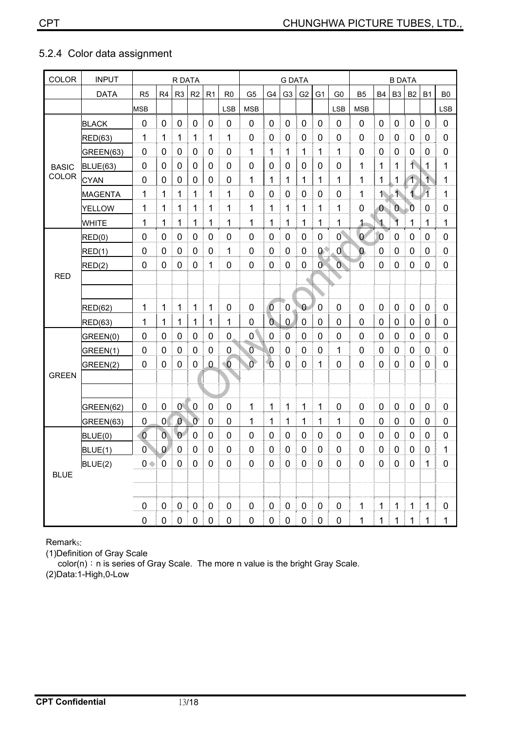### 5.2.4 Color data assignment

| COLOR | INPUT | R DATA | | | | | | G DATA | | | | | | B DATA | | | | | |
|---|---|---|---|---|---|---|---|---|---|---|---|---|---|---|---|---|---|---|---|
| | DATA | R5 | R4 | R3 | R2 | R1 | R0 | G5 | G4 | G3 | G2 | G1 | G0 | B5 | B4 | B3 | B2 | B1 | B0 |
| | | MSB | | | | | LSB | MSB | | | | | LSB | MSB | | | | | LSB |
| BASIC COLOR | BLACK | 0 | 0 | 0 | 0 | 0 | 0 | 0 | 0 | 0 | 0 | 0 | 0 | 0 | 0 | 0 | 0 | 0 | 0 |
| | RED(63) | 1 | 1 | 1 | 1 | 1 | 1 | 0 | 0 | 0 | 0 | 0 | 0 | 0 | 0 | 0 | 0 | 0 | 0 |
| | GREEN(63) | 0 | 0 | 0 | 0 | 0 | 0 | 1 | 1 | 1 | 1 | 1 | 1 | 0 | 0 | 0 | 0 | 0 | 0 |
| | BLUE(63) | 0 | 0 | 0 | 0 | 0 | 0 | 0 | 0 | 0 | 0 | 0 | 0 | 1 | 1 | 1 | 1 | 1 | 1 |
| | CYAN | 0 | 0 | 0 | 0 | 0 | 0 | 1 | 1 | 1 | 1 | 1 | 1 | 1 | 1 | 1 | 1 | 1 | 1 |
| | MAGENTA | 1 | 1 | 1 | 1 | 1 | 1 | 0 | 0 | 0 | 0 | 0 | 0 | 1 | 1 | 1 | 1 | 1 | 1 |
| | YELLOW | 1 | 1 | 1 | 1 | 1 | 1 | 1 | 1 | 1 | 1 | 1 | 1 | 0 | 0 | 0 | 0 | 0 | 0 |
| | WHITE | 1 | 1 | 1 | 1 | 1 | 1 | 1 | 1 | 1 | 1 | 1 | 1 | 1 | 1 | 1 | 1 | 1 | 1 |
| RED | RED(0) | 0 | 0 | 0 | 0 | 0 | 0 | 0 | 0 | 0 | 0 | 0 | 0 | 0 | 0 | 0 | 0 | 0 | 0 |
| | RED(1) | 0 | 0 | 0 | 0 | 0 | 1 | 0 | 0 | 0 | 0 | 0 | 0 | 0 | 0 | 0 | 0 | 0 | 0 |
| | RED(2) | 0 | 0 | 0 | 0 | 1 | 0 | 0 | 0 | 0 | 0 | 0 | 0 | 0 | 0 | 0 | 0 | 0 | 0 |
| | | | | | | | | | | | | | | | | | | | |
| | | | | | | | | | | | | | | | | | | | |
| | RED(62) | 1 | 1 | 1 | 1 | 1 | 0 | 0 | 0 | 0 | 0 | 0 | 0 | 0 | 0 | 0 | 0 | 0 | 0 |
| | RED(63) | 1 | 1 | 1 | 1 | 1 | 1 | 0 | 0 | 0 | 0 | 0 | 0 | 0 | 0 | 0 | 0 | 0 | 0 |
| GREEN | GREEN(0) | 0 | 0 | 0 | 0 | 0 | 0 | 0 | 0 | 0 | 0 | 0 | 0 | 0 | 0 | 0 | 0 | 0 | 0 |
| | GREEN(1) | 0 | 0 | 0 | 0 | 0 | 0 | 0 | 0 | 0 | 0 | 0 | 1 | 0 | 0 | 0 | 0 | 0 | 0 |
| | GREEN(2) | 0 | 0 | 0 | 0 | 0 | 0 | 0 | 0 | 0 | 0 | 1 | 0 | 0 | 0 | 0 | 0 | 0 | 0 |
| | | | | | | | | | | | | | | | | | | | |
| | | | | | | | | | | | | | | | | | | | |
| | GREEN(62) | 0 | 0 | 0 | 0 | 0 | 0 | 1 | 1 | 1 | 1 | 1 | 0 | 0 | 0 | 0 | 0 | 0 | 0 |
| | GREEN(63) | 0 | 0 | 0 | 0 | 0 | 0 | 1 | 1 | 1 | 1 | 1 | 1 | 0 | 0 | 0 | 0 | 0 | 0 |
| BLUE | BLUE(0) | 0 | 0 | 0 | 0 | 0 | 0 | 0 | 0 | 0 | 0 | 0 | 0 | 0 | 0 | 0 | 0 | 0 | 0 |
| | BLUE(1) | 0 | 0 | 0 | 0 | 0 | 0 | 0 | 0 | 0 | 0 | 0 | 0 | 0 | 0 | 0 | 0 | 0 | 1 |
| | BLUE(2) | 0 | 0 | 0 | 0 | 0 | 0 | 0 | 0 | 0 | 0 | 0 | 0 | 0 | 0 | 0 | 0 | 1 | 0 |
| | | | | | | | | | | | | | | | | | | | |
| | | | | | | | | | | | | | | | | | | | |
| | | 0 | 0 | 0 | 0 | 0 | 0 | 0 | 0 | 0 | 0 | 0 | 0 | 1 | 1 | 1 | 1 | 1 | 0 |
| | | 0 | 0 | 0 | 0 | 0 | 0 | 0 | 0 | 0 | 0 | 0 | 0 | 1 | 1 | 1 | 1 | 1 | 1 |

Remarks:

(1)Definition of Gray Scale

color(n)：n is series of Gray Scale. The more n value is the bright Gray Scale.

(2)Data:1-High,0-Low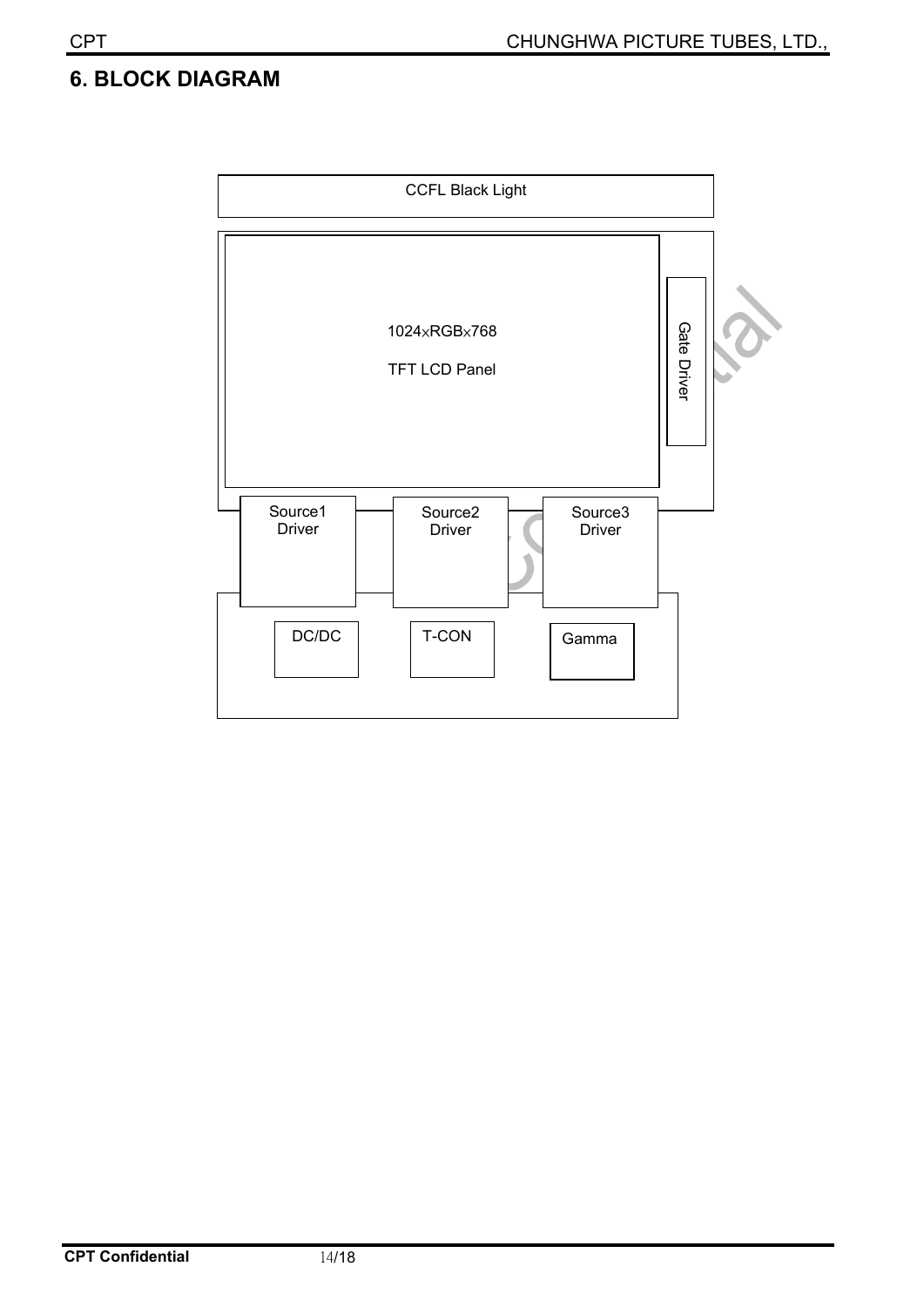## 6. BLOCK DIAGRAM

CCFL Black Light

1024×RGB×768

TFT LCD Panel

Gate Driver

Source1 Driver

Source2 Driver

Source3 Driver

DC/DC

T-CON

Gamma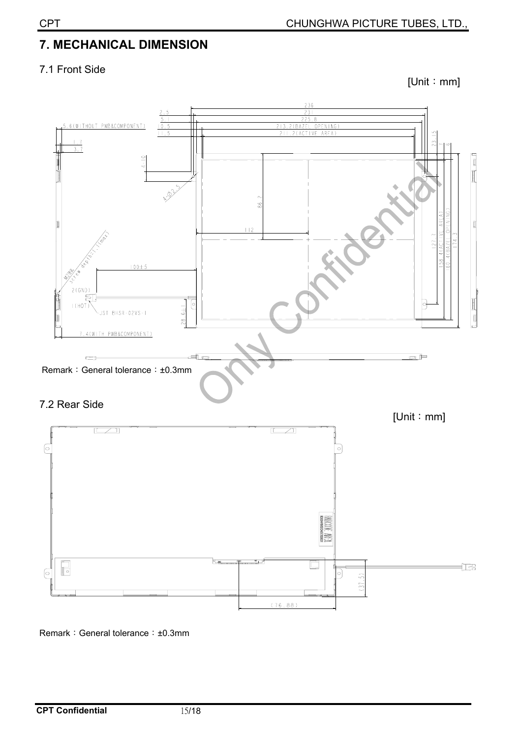## 7. MECHANICAL DIMENSION

### 7.1 Front Side

[Unit：mm]

Remark：General tolerance：±0.3mm

### 7.2 Rear Side

[Unit：mm]

Remark：General tolerance：±0.3mm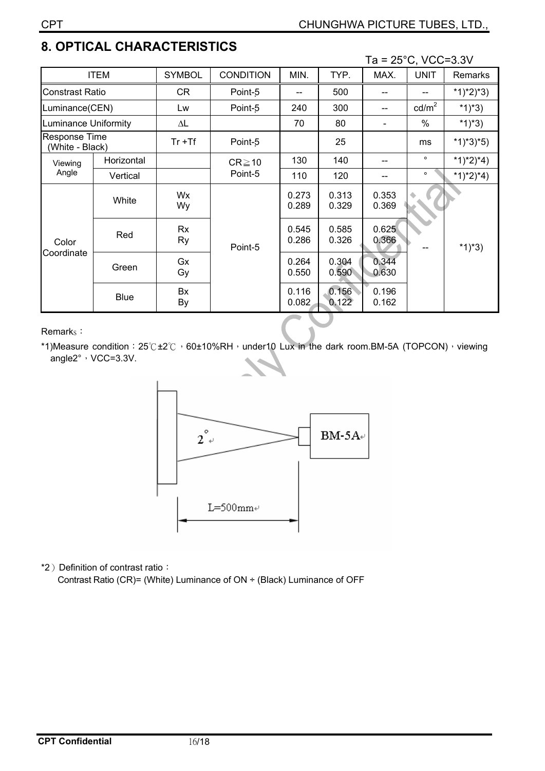## 8. OPTICAL CHARACTERISTICS

Ta = 25°C, VCC=3.3V

| ITEM | | SYMBOL | CONDITION | MIN. | TYP. | MAX. | UNIT | Remarks |
|---|---|---|---|---|---|---|---|---|
| Constrast Ratio | | CR | Point-5 | -- | 500 | -- | -- | *1)*2)*3) |
| Luminance(CEN) | | Lw | Point-5 | 240 | 300 | -- | $cd/m^2$ | *1)*3) |
| Luminance Uniformity | | ΔL | | 70 | 80 | - | % | *1)*3) |
| Response Time (White - Black) | | Tr +Tf | Point-5 | | 25 | | ms | *1)*3)*5) |
| Viewing Angle | Horizontal | | CR≧10 Point-5 | 130 | 140 | -- | ° | *1)*2)*4) |
| | Vertical | | | 110 | 120 | -- | ° | *1)*2)*4) |
| Color Coordinate | White | Wx Wy | Point-5 | 0.273 0.289 | 0.313 0.329 | 0.353 0.369 | -- | *1)*3) |
| | Red | Rx Ry | | 0.545 0.286 | 0.585 0.326 | 0.625 0.366 | | |
| | Green | Gx Gy | | 0.264 0.550 | 0.304 0.590 | 0.344 0.630 | | |
| | Blue | Bx By | | 0.116 0.082 | 0.156 0.122 | 0.196 0.162 | | |

Remarks：

*1)Measure condition：25℃±2℃，60±10%RH，under10 Lux in the dark room.BM-5A (TOPCON)，viewing angle2°，VCC=3.3V.

2°

BM-5A

L=500mm

*2）Definition of contrast ratio：

Contrast Ratio (CR)= (White) Luminance of ON ÷ (Black) Luminance of OFF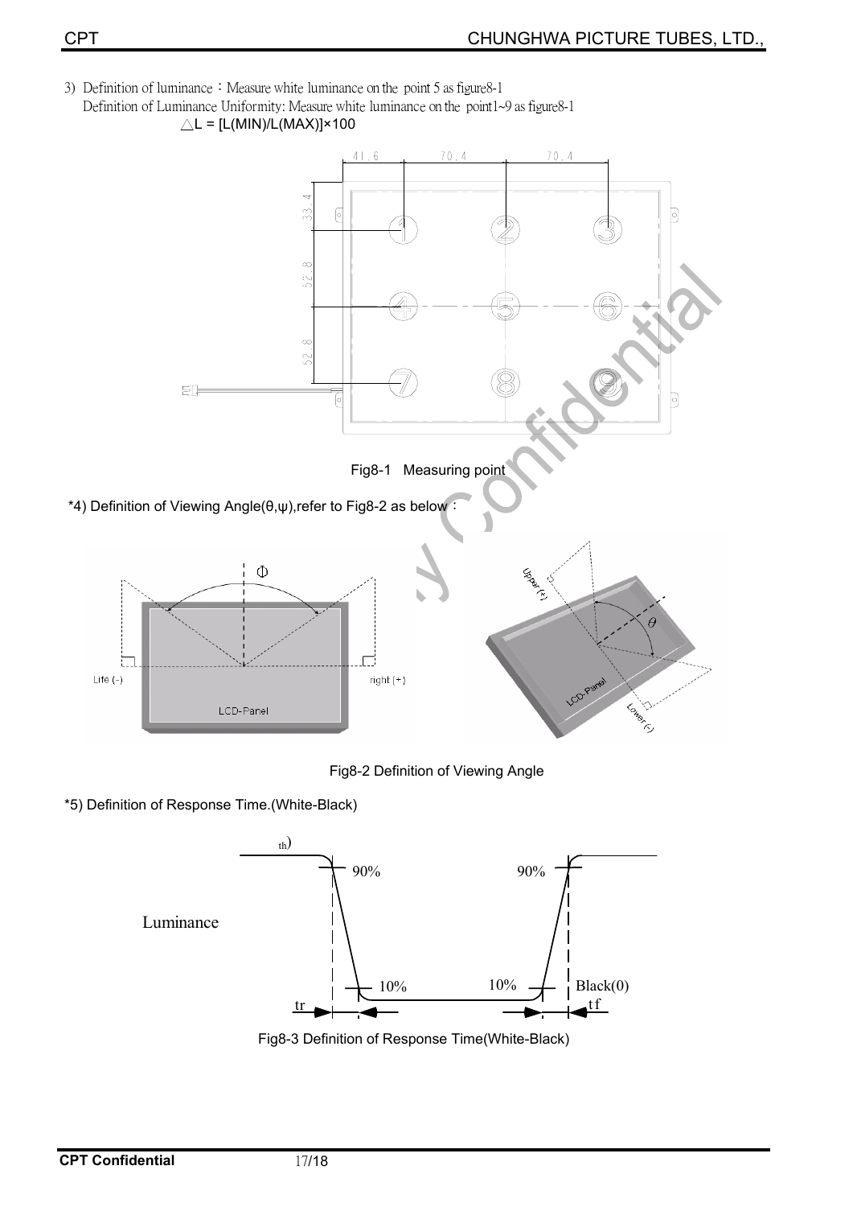3) Definition of luminance：Measure white luminance on the point 5 as figure8-1

Definition of Luminance Uniformity: Measure white luminance on the point1~9 as figure8-1

$\triangle L = [L(MIN)/L(MAX)]\times 100$

Fig8-1 Measuring point

*4) Definition of Viewing Angle(θ,ψ),refer to Fig8-2 as below：

Fig8-2 Definition of Viewing Angle

*5) Definition of Response Time.(White-Black)

Fig8-3 Definition of Response Time(White-Black)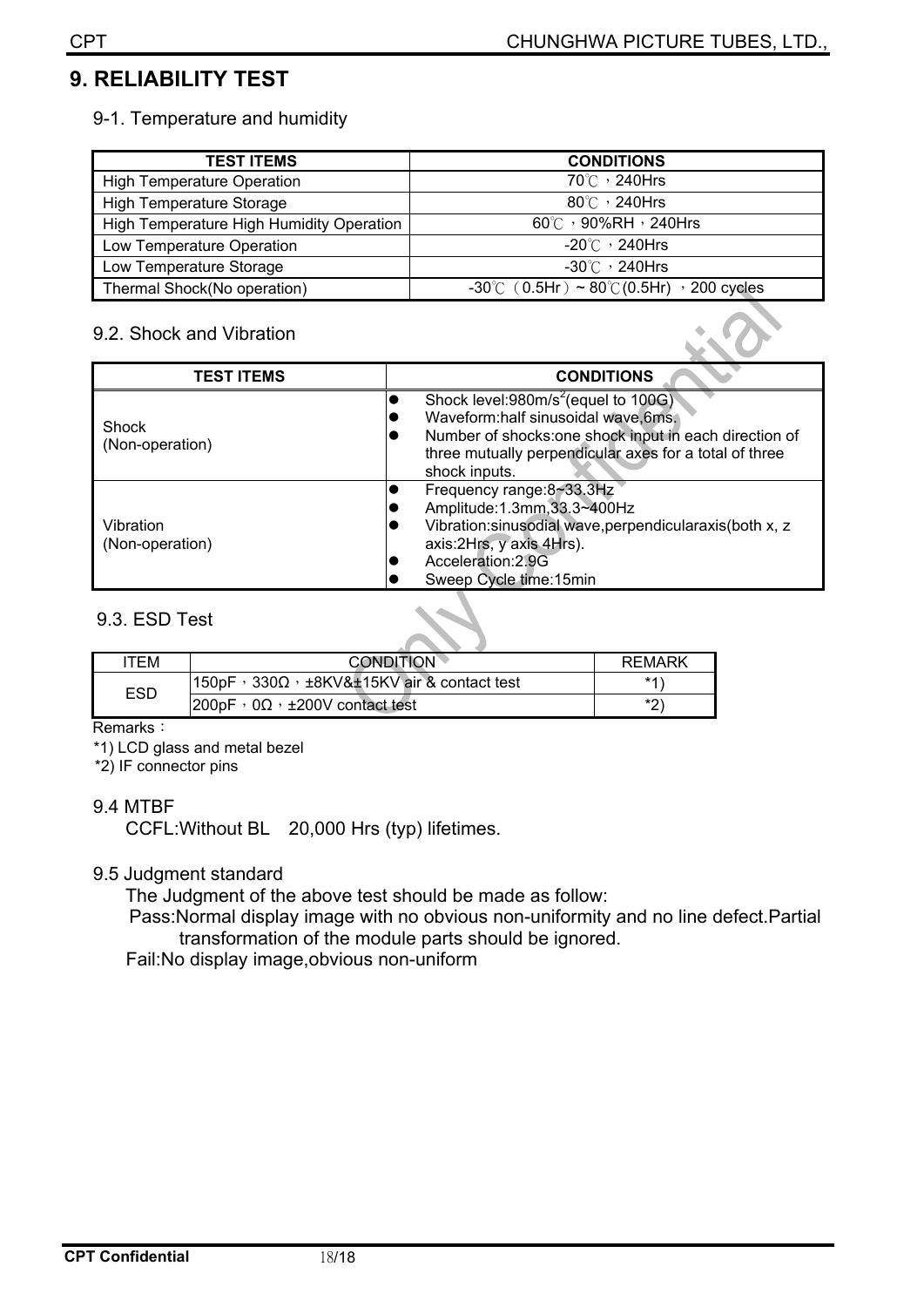# 9. RELIABILITY TEST

## 9-1. Temperature and humidity

| TEST ITEMS | CONDITIONS |
|---|---|
| High Temperature Operation | 70℃ ，240Hrs |
| High Temperature Storage | 80℃ ，240Hrs |
| High Temperature High Humidity Operation | 60℃ ，90%RH，240Hrs |
| Low Temperature Operation | -20℃ ，240Hrs |
| Low Temperature Storage | -30℃ ，240Hrs |
| Thermal Shock(No operation) | -30℃ （0.5Hr）~ 80℃(0.5Hr) ，200 cycles |

## 9.2. Shock and Vibration

| TEST ITEMS | CONDITIONS |
|---|---|
| Shock (Non-operation) | • Shock level:980m/s$^2$(equel to 100G)<br>• Waveform:half sinusoidal wave,6ms.<br>• Number of shocks:one shock input in each direction of three mutually perpendicular axes for a total of three shock inputs. |
| Vibration (Non-operation) | • Frequency range:8~33.3Hz<br>• Amplitude:1.3mm,33.3~400Hz<br>• Vibration:sinusodial wave,perpendicularaxis(both x, z axis:2Hrs, y axis 4Hrs).<br>• Acceleration:2.9G<br>• Sweep Cycle time:15min |

## 9.3. ESD Test

| ITEM | CONDITION | REMARK |
|---|---|---|
| ESD | 150pF，330Ω，±8KV&±15KV air & contact test | *1) |
| | 200pF，0Ω，±200V contact test | *2) |

Remarks：

*1) LCD glass and metal bezel

*2) IF connector pins

## 9.4 MTBF

CCFL:Without BL 20,000 Hrs (typ) lifetimes.

## 9.5 Judgment standard

The Judgment of the above test should be made as follow:

Pass:Normal display image with no obvious non-uniformity and no line defect.Partial transformation of the module parts should be ignored.

Fail:No display image,obvious non-uniform